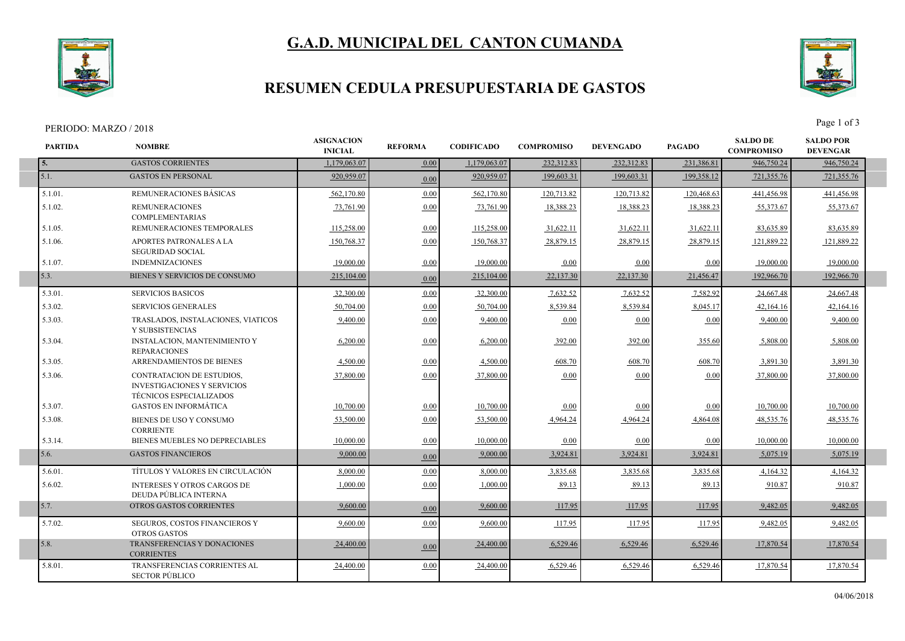# G.A.D. MUNICIPAL DEL CANTON CUMANDA

## RESUMEN CEDULA PRESUPUESTARIA DE GASTOS

PERIODO: MARZO / 2018

| PARTIDA | NOMBRE | ASIGNACION INICIAL | REFORMA | CODIFICADO | COMPROMISO | DEVENGADO | PAGADO | SALDO DE COMPROMISO | SALDO POR DEVENGAR |
|---|---|---|---|---|---|---|---|---|---|
| 5. | GASTOS CORRIENTES | 1,179,063.07 | 0.00 | 1,179,063.07 | 232,312.83 | 232,312.83 | 231,386.81 | 946,750.24 | 946,750.24 |
| 5.1. | GASTOS EN PERSONAL | 920,959.07 | 0.00 | 920,959.07 | 199,603.31 | 199,603.31 | 199,358.12 | 721,355.76 | 721,355.76 |
| 5.1.01. | REMUNERACIONES BÁSICAS | 562,170.80 | 0.00 | 562,170.80 | 120,713.82 | 120,713.82 | 120,468.63 | 441,456.98 | 441,456.98 |
| 5.1.02. | REMUNERACIONES COMPLEMENTARIAS | 73,761.90 | 0.00 | 73,761.90 | 18,388.23 | 18,388.23 | 18,388.23 | 55,373.67 | 55,373.67 |
| 5.1.05. | REMUNERACIONES TEMPORALES | 115,258.00 | 0.00 | 115,258.00 | 31,622.11 | 31,622.11 | 31,622.11 | 83,635.89 | 83,635.89 |
| 5.1.06. | APORTES PATRONALES A LA SEGURIDAD SOCIAL | 150,768.37 | 0.00 | 150,768.37 | 28,879.15 | 28,879.15 | 28,879.15 | 121,889.22 | 121,889.22 |
| 5.1.07. | INDEMNIZACIONES | 19,000.00 | 0.00 | 19,000.00 | 0.00 | 0.00 | 0.00 | 19,000.00 | 19,000.00 |
| 5.3. | BIENES Y SERVICIOS DE CONSUMO | 215,104.00 | 0.00 | 215,104.00 | 22,137.30 | 22,137.30 | 21,456.47 | 192,966.70 | 192,966.70 |
| 5.3.01. | SERVICIOS BASICOS | 32,300.00 | 0.00 | 32,300.00 | 7,632.52 | 7,632.52 | 7,582.92 | 24,667.48 | 24,667.48 |
| 5.3.02. | SERVICIOS GENERALES | 50,704.00 | 0.00 | 50,704.00 | 8,539.84 | 8,539.84 | 8,045.17 | 42,164.16 | 42,164.16 |
| 5.3.03. | TRASLADOS, INSTALACIONES, VIATICOS Y SUBSISTENCIAS | 9,400.00 | 0.00 | 9,400.00 | 0.00 | 0.00 | 0.00 | 9,400.00 | 9,400.00 |
| 5.3.04. | INSTALACION, MANTENIMIENTO Y REPARACIONES | 6,200.00 | 0.00 | 6,200.00 | 392.00 | 392.00 | 355.60 | 5,808.00 | 5,808.00 |
| 5.3.05. | ARRENDAMIENTOS DE BIENES | 4,500.00 | 0.00 | 4,500.00 | 608.70 | 608.70 | 608.70 | 3,891.30 | 3,891.30 |
| 5.3.06. | CONTRATACION DE ESTUDIOS, INVESTIGACIONES Y SERVICIOS TÉCNICOS ESPECIALIZADOS | 37,800.00 | 0.00 | 37,800.00 | 0.00 | 0.00 | 0.00 | 37,800.00 | 37,800.00 |
| 5.3.07. | GASTOS EN INFORMÁTICA | 10,700.00 | 0.00 | 10,700.00 | 0.00 | 0.00 | 0.00 | 10,700.00 | 10,700.00 |
| 5.3.08. | BIENES DE USO Y CONSUMO CORRIENTE | 53,500.00 | 0.00 | 53,500.00 | 4,964.24 | 4,964.24 | 4,864.08 | 48,535.76 | 48,535.76 |
| 5.3.14. | BIENES MUEBLES NO DEPRECIABLES | 10,000.00 | 0.00 | 10,000.00 | 0.00 | 0.00 | 0.00 | 10,000.00 | 10,000.00 |
| 5.6. | GASTOS FINANCIEROS | 9,000.00 | 0.00 | 9,000.00 | 3,924.81 | 3,924.81 | 3,924.81 | 5,075.19 | 5,075.19 |
| 5.6.01. | TÍTULOS Y VALORES EN CIRCULACIÓN | 8,000.00 | 0.00 | 8,000.00 | 3,835.68 | 3,835.68 | 3,835.68 | 4,164.32 | 4,164.32 |
| 5.6.02. | INTERESES Y OTROS CARGOS DE DEUDA PÚBLICA INTERNA | 1,000.00 | 0.00 | 1,000.00 | 89.13 | 89.13 | 89.13 | 910.87 | 910.87 |
| 5.7. | OTROS GASTOS CORRIENTES | 9,600.00 | 0.00 | 9,600.00 | 117.95 | 117.95 | 117.95 | 9,482.05 | 9,482.05 |
| 5.7.02. | SEGUROS, COSTOS FINANCIEROS Y OTROS GASTOS | 9,600.00 | 0.00 | 9,600.00 | 117.95 | 117.95 | 117.95 | 9,482.05 | 9,482.05 |
| 5.8. | TRANSFERENCIAS Y DONACIONES CORRIENTES | 24,400.00 | 0.00 | 24,400.00 | 6,529.46 | 6,529.46 | 6,529.46 | 17,870.54 | 17,870.54 |
| 5.8.01. | TRANSFERENCIAS CORRIENTES AL SECTOR PÚBLICO | 24,400.00 | 0.00 | 24,400.00 | 6,529.46 | 6,529.46 | 6,529.46 | 17,870.54 | 17,870.54 |

04/06/2018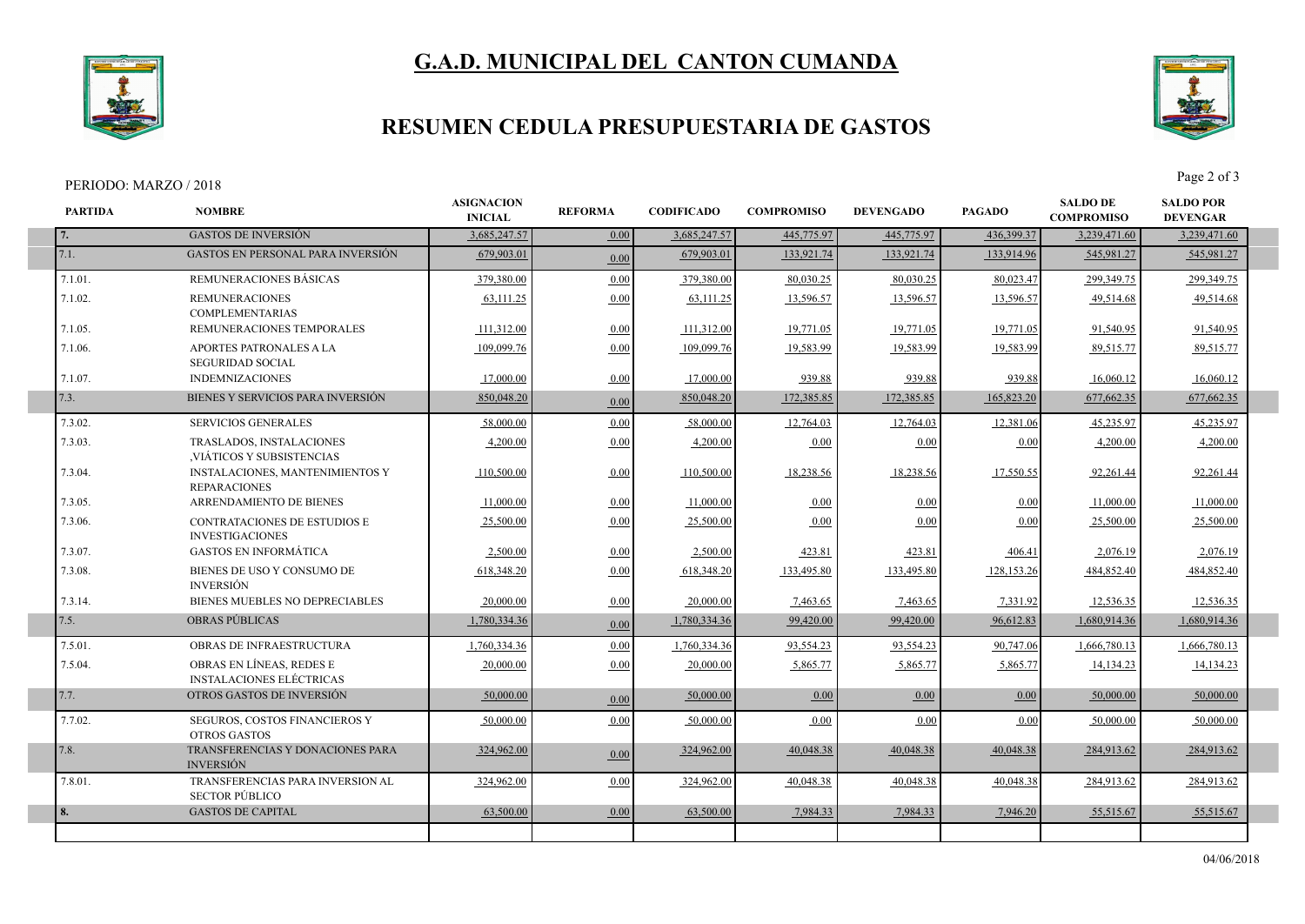# G.A.D. MUNICIPAL DEL CANTON CUMANDA

## RESUMEN CEDULA PRESUPUESTARIA DE GASTOS

PERIODO: MARZO / 2018

| PARTIDA | NOMBRE | ASIGNACION INICIAL | REFORMA | CODIFICADO | COMPROMISO | DEVENGADO | PAGADO | SALDO DE COMPROMISO | SALDO POR DEVENGAR |
|---|---|---|---|---|---|---|---|---|---|
| **7.** | GASTOS DE INVERSIÓN | 3,685,247.57 | 0.00 | 3,685,247.57 | 445,775.97 | 445,775.97 | 436,399.37 | 3,239,471.60 | 3,239,471.60 |
| 7.1. | GASTOS EN PERSONAL PARA INVERSIÓN | 679,903.01 | 0.00 | 679,903.01 | 133,921.74 | 133,921.74 | 133,914.96 | 545,981.27 | 545,981.27 |
| 7.1.01. | REMUNERACIONES BÁSICAS | 379,380.00 | 0.00 | 379,380.00 | 80,030.25 | 80,030.25 | 80,023.47 | 299,349.75 | 299,349.75 |
| 7.1.02. | REMUNERACIONES COMPLEMENTARIAS | 63,111.25 | 0.00 | 63,111.25 | 13,596.57 | 13,596.57 | 13,596.57 | 49,514.68 | 49,514.68 |
| 7.1.05. | REMUNERACIONES TEMPORALES | 111,312.00 | 0.00 | 111,312.00 | 19,771.05 | 19,771.05 | 19,771.05 | 91,540.95 | 91,540.95 |
| 7.1.06. | APORTES PATRONALES A LA SEGURIDAD SOCIAL | 109,099.76 | 0.00 | 109,099.76 | 19,583.99 | 19,583.99 | 19,583.99 | 89,515.77 | 89,515.77 |
| 7.1.07. | INDEMNIZACIONES | 17,000.00 | 0.00 | 17,000.00 | 939.88 | 939.88 | 939.88 | 16,060.12 | 16,060.12 |
| 7.3. | BIENES Y SERVICIOS PARA INVERSIÓN | 850,048.20 | 0.00 | 850,048.20 | 172,385.85 | 172,385.85 | 165,823.20 | 677,662.35 | 677,662.35 |
| 7.3.02. | SERVICIOS GENERALES | 58,000.00 | 0.00 | 58,000.00 | 12,764.03 | 12,764.03 | 12,381.06 | 45,235.97 | 45,235.97 |
| 7.3.03. | TRASLADOS, INSTALACIONES ,VIÁTICOS Y SUBSISTENCIAS | 4,200.00 | 0.00 | 4,200.00 | 0.00 | 0.00 | 0.00 | 4,200.00 | 4,200.00 |
| 7.3.04. | INSTALACIONES, MANTENIMIENTOS Y REPARACIONES | 110,500.00 | 0.00 | 110,500.00 | 18,238.56 | 18,238.56 | 17,550.55 | 92,261.44 | 92,261.44 |
| 7.3.05. | ARRENDAMIENTO DE BIENES | 11,000.00 | 0.00 | 11,000.00 | 0.00 | 0.00 | 0.00 | 11,000.00 | 11,000.00 |
| 7.3.06. | CONTRATACIONES DE ESTUDIOS E INVESTIGACIONES | 25,500.00 | 0.00 | 25,500.00 | 0.00 | 0.00 | 0.00 | 25,500.00 | 25,500.00 |
| 7.3.07. | GASTOS EN INFORMÁTICA | 2,500.00 | 0.00 | 2,500.00 | 423.81 | 423.81 | 406.41 | 2,076.19 | 2,076.19 |
| 7.3.08. | BIENES DE USO Y CONSUMO DE INVERSIÓN | 618,348.20 | 0.00 | 618,348.20 | 133,495.80 | 133,495.80 | 128,153.26 | 484,852.40 | 484,852.40 |
| 7.3.14. | BIENES MUEBLES NO DEPRECIABLES | 20,000.00 | 0.00 | 20,000.00 | 7,463.65 | 7,463.65 | 7,331.92 | 12,536.35 | 12,536.35 |
| 7.5. | OBRAS PÚBLICAS | 1,780,334.36 | 0.00 | 1,780,334.36 | 99,420.00 | 99,420.00 | 96,612.83 | 1,680,914.36 | 1,680,914.36 |
| 7.5.01. | OBRAS DE INFRAESTRUCTURA | 1,760,334.36 | 0.00 | 1,760,334.36 | 93,554.23 | 93,554.23 | 90,747.06 | 1,666,780.13 | 1,666,780.13 |
| 7.5.04. | OBRAS EN LÍNEAS, REDES E INSTALACIONES ELÉCTRICAS | 20,000.00 | 0.00 | 20,000.00 | 5,865.77 | 5,865.77 | 5,865.77 | 14,134.23 | 14,134.23 |
| 7.7. | OTROS GASTOS DE INVERSIÓN | 50,000.00 | 0.00 | 50,000.00 | 0.00 | 0.00 | 0.00 | 50,000.00 | 50,000.00 |
| 7.7.02. | SEGUROS, COSTOS FINANCIEROS Y OTROS GASTOS | 50,000.00 | 0.00 | 50,000.00 | 0.00 | 0.00 | 0.00 | 50,000.00 | 50,000.00 |
| 7.8. | TRANSFERENCIAS Y DONACIONES PARA INVERSIÓN | 324,962.00 | 0.00 | 324,962.00 | 40,048.38 | 40,048.38 | 40,048.38 | 284,913.62 | 284,913.62 |
| 7.8.01. | TRANSFERENCIAS PARA INVERSION AL SECTOR PÚBLICO | 324,962.00 | 0.00 | 324,962.00 | 40,048.38 | 40,048.38 | 40,048.38 | 284,913.62 | 284,913.62 |
| **8.** | GASTOS DE CAPITAL | 63,500.00 | 0.00 | 63,500.00 | 7,984.33 | 7,984.33 | 7,946.20 | 55,515.67 | 55,515.67 |

04/06/2018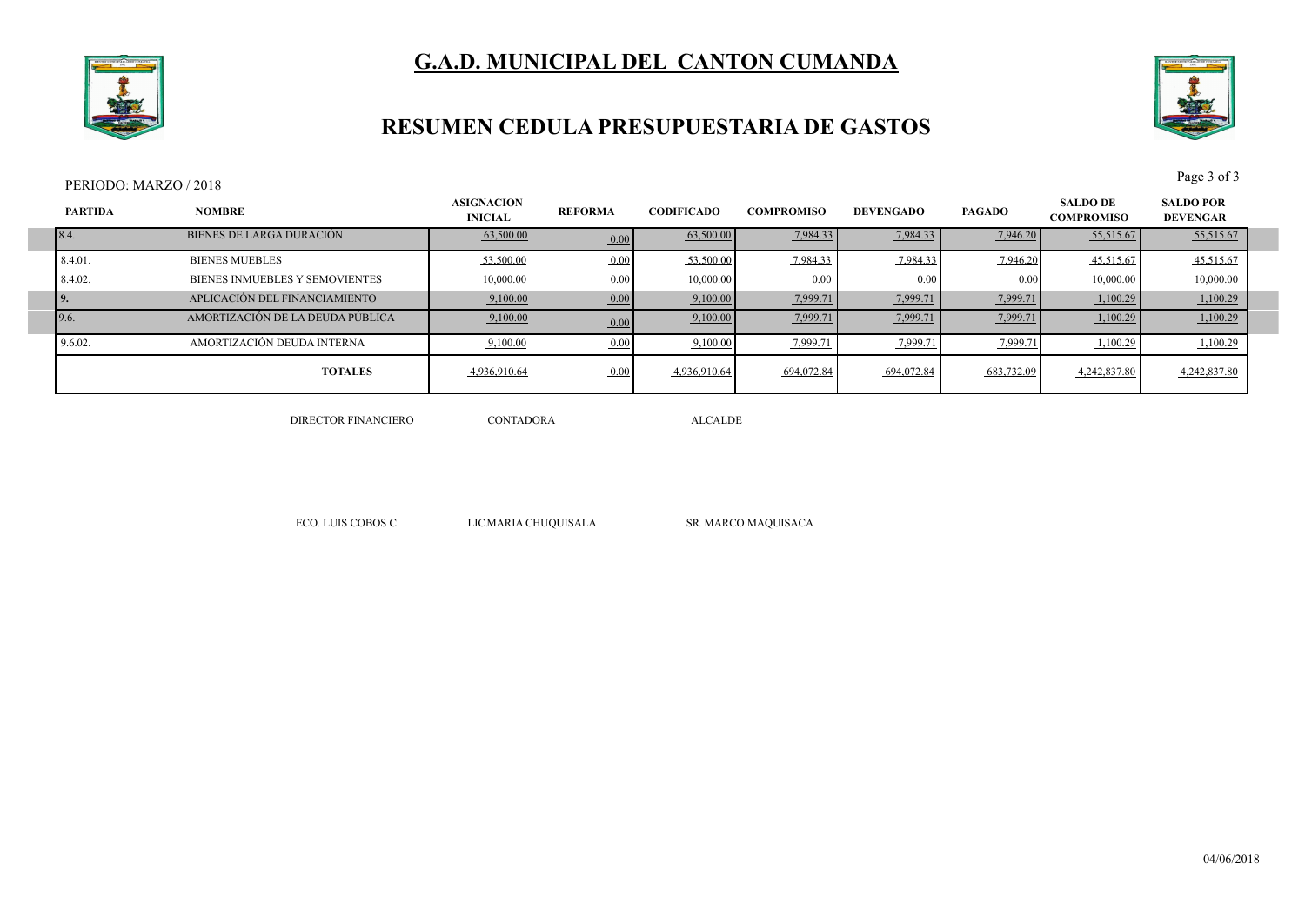# G.A.D. MUNICIPAL DEL CANTON CUMANDA

## RESUMEN CEDULA PRESUPUESTARIA DE GASTOS

PERIODO: MARZO / 2018

| PARTIDA | NOMBRE | ASIGNACION INICIAL | REFORMA | CODIFICADO | COMPROMISO | DEVENGADO | PAGADO | SALDO DE COMPROMISO | SALDO POR DEVENGAR |
|---|---|---|---|---|---|---|---|---|---|
| 8.4. | BIENES DE LARGA DURACIÓN | 63,500.00 | 0.00 | 63,500.00 | 7,984.33 | 7,984.33 | 7,946.20 | 55,515.67 | 55,515.67 |
| 8.4.01. | BIENES MUEBLES | 53,500.00 | 0.00 | 53,500.00 | 7,984.33 | 7,984.33 | 7,946.20 | 45,515.67 | 45,515.67 |
| 8.4.02. | BIENES INMUEBLES Y SEMOVIENTES | 10,000.00 | 0.00 | 10,000.00 | 0.00 | 0.00 | 0.00 | 10,000.00 | 10,000.00 |
| 9. | APLICACIÓN DEL FINANCIAMIENTO | 9,100.00 | 0.00 | 9,100.00 | 7,999.71 | 7,999.71 | 7,999.71 | 1,100.29 | 1,100.29 |
| 9.6. | AMORTIZACIÓN DE LA DEUDA PÚBLICA | 9,100.00 | 0.00 | 9,100.00 | 7,999.71 | 7,999.71 | 7,999.71 | 1,100.29 | 1,100.29 |
| 9.6.02. | AMORTIZACIÓN DEUDA INTERNA | 9,100.00 | 0.00 | 9,100.00 | 7,999.71 | 7,999.71 | 7,999.71 | 1,100.29 | 1,100.29 |
| | **TOTALES** | 4,936,910.64 | 0.00 | 4,936,910.64 | 694,072.84 | 694,072.84 | 683,732.09 | 4,242,837.80 | 4,242,837.80 |

| DIRECTOR FINANCIERO | CONTADORA | ALCALDE |
|---|---|---|
| ECO. LUIS COBOS C. | LIC.MARIA CHUQUISALA | SR. MARCO MAQUISACA |

04/06/2018